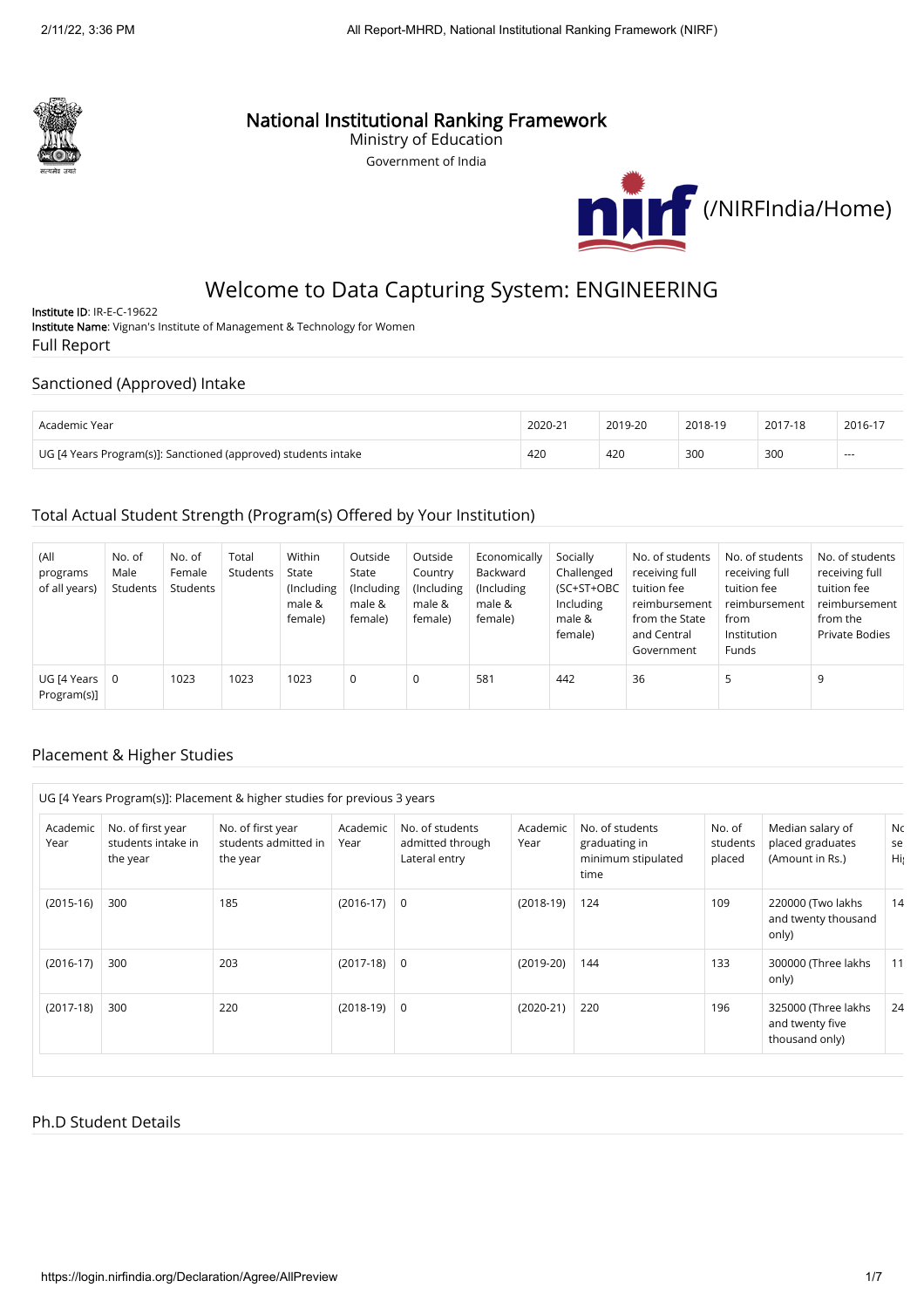# National Institutional Ranking Framework

Ministry of Education

Government of India

(/NIRFIndia/Home)

## Welcome to Data Capturing System: ENGINEERING

**Institute ID**: IR-E-C-19622

**Institute Name**: Vignan's Institute of Management & Technology for Women

Full Report

### Sanctioned (Approved) Intake

| Academic Year | 2020-21 | 2019-20 | 2018-19 | 2017-18 | 2016-17 |
|---|---|---|---|---|---|
| UG [4 Years Program(s)]: Sanctioned (approved) students intake | 420 | 420 | 300 | 300 | --- |

### Total Actual Student Strength (Program(s) Offered by Your Institution)

| (All programs of all years) | No. of Male Students | No. of Female Students | Total Students | Within State (Including male & female) | Outside State (Including male & female) | Outside Country (Including male & female) | Economically Backward (Including male & female) | Socially Challenged (SC+ST+OBC Including male & female) | No. of students receiving full tuition fee reimbursement from the State and Central Government | No. of students receiving full tuition fee reimbursement from Institution Funds | No. of students receiving full tuition fee reimbursement from the Private Bodies |
|---|---|---|---|---|---|---|---|---|---|---|---|
| UG [4 Years Program(s)] | 0 | 1023 | 1023 | 1023 | 0 | 0 | 581 | 442 | 36 | 5 | 9 |

### Placement & Higher Studies

UG [4 Years Program(s)]: Placement & higher studies for previous 3 years

| Academic Year | No. of first year students intake in the year | No. of first year students admitted in the year | Academic Year | No. of students admitted through Lateral entry | Academic Year | No. of students graduating in minimum stipulated time | No. of students placed | Median salary of placed graduates (Amount in Rs.) | No. of students selected for Higher Studies |
|---|---|---|---|---|---|---|---|---|---|
| (2015-16) | 300 | 185 | (2016-17) | 0 | (2018-19) | 124 | 109 | 220000 (Two lakhs and twenty thousand only) | 14 |
| (2016-17) | 300 | 203 | (2017-18) | 0 | (2019-20) | 144 | 133 | 300000 (Three lakhs only) | 11 |
| (2017-18) | 300 | 220 | (2018-19) | 0 | (2020-21) | 220 | 196 | 325000 (Three lakhs and twenty five thousand only) | 24 |

### Ph.D Student Details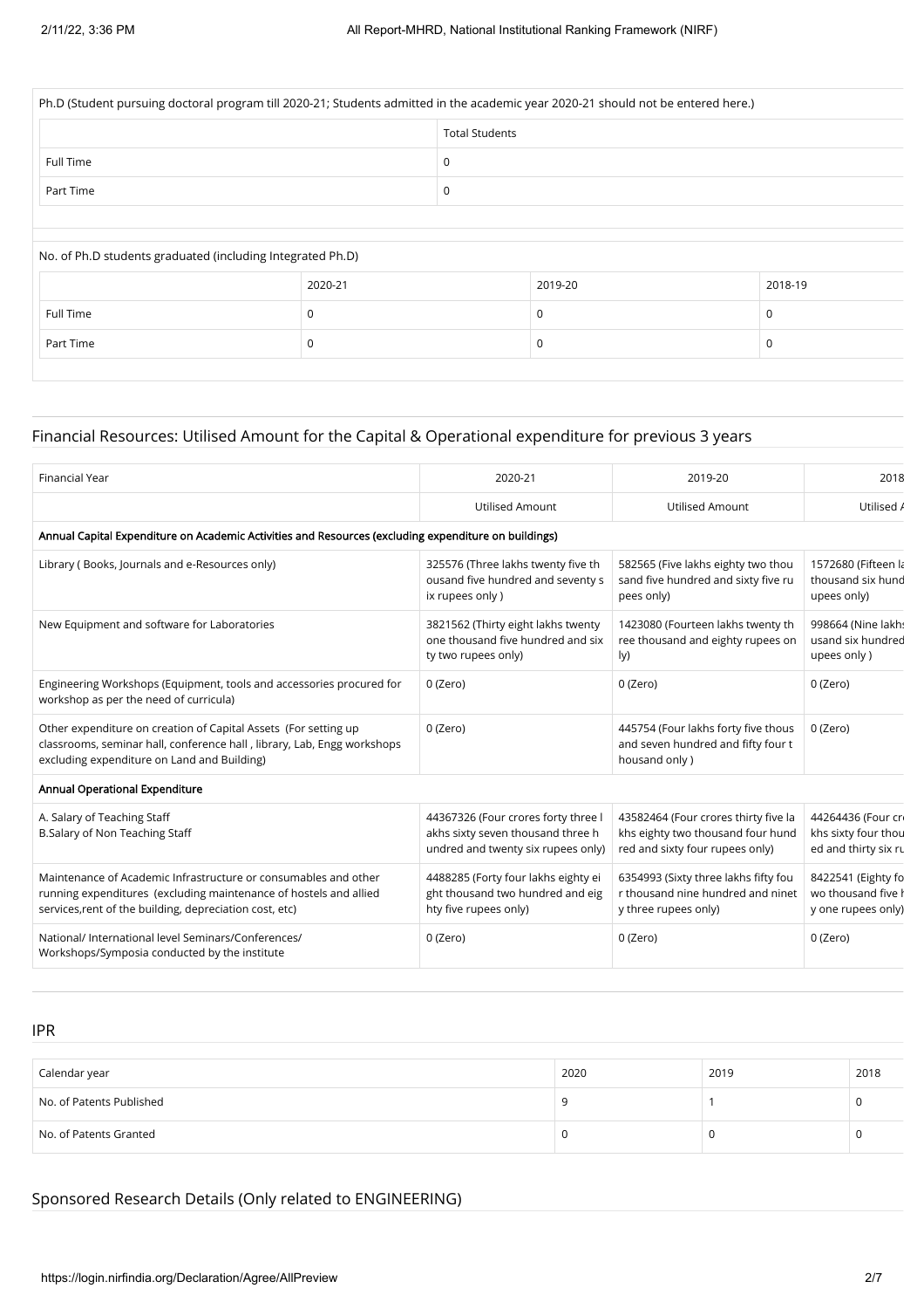Ph.D (Student pursuing doctoral program till 2020-21; Students admitted in the academic year 2020-21 should not be entered here.)

| | Total Students |
|---|---|
| Full Time | 0 |
| Part Time | 0 |

No. of Ph.D students graduated (including Integrated Ph.D)

| | 2020-21 | 2019-20 | 2018-19 |
|---|---|---|---|
| Full Time | 0 | 0 | 0 |
| Part Time | 0 | 0 | 0 |

## Financial Resources: Utilised Amount for the Capital & Operational expenditure for previous 3 years

| Financial Year | 2020-21 | 2019-20 | 2018 |
|---|---|---|---|
| | Utilised Amount | Utilised Amount | Utilised A |
| **Annual Capital Expenditure on Academic Activities and Resources (excluding expenditure on buildings)** | | | |
| Library ( Books, Journals and e-Resources only) | 325576 (Three lakhs twenty five thousand five hundred and seventy six rupees only ) | 582565 (Five lakhs eighty two thousand five hundred and sixty five rupees only) | 1572680 (Fifteen la thousand six hund upees only) |
| New Equipment and software for Laboratories | 3821562 (Thirty eight lakhs twenty one thousand five hundred and sixty two rupees only) | 1423080 (Fourteen lakhs twenty three thousand and eighty rupees only) | 998664 (Nine lakhs usand six hundred upees only ) |
| Engineering Workshops (Equipment, tools and accessories procured for workshop as per the need of curricula) | 0 (Zero) | 0 (Zero) | 0 (Zero) |
| Other expenditure on creation of Capital Assets (For setting up classrooms, seminar hall, conference hall , library, Lab, Engg workshops excluding expenditure on Land and Building) | 0 (Zero) | 445754 (Four lakhs forty five thousand and seven hundred and fifty four thousand only ) | 0 (Zero) |
| **Annual Operational Expenditure** | | | |
| A. Salary of Teaching Staff<br>B.Salary of Non Teaching Staff | 44367326 (Four crores forty three lakhs sixty seven thousand three hundred and twenty six rupees only) | 43582464 (Four crores thirty five lakhs eighty two thousand four hundred and sixty four rupees only) | 44264436 (Four cr khs sixty four thou ed and thirty six ru |
| Maintenance of Academic Infrastructure or consumables and other running expenditures (excluding maintenance of hostels and allied services,rent of the building, depreciation cost, etc) | 4488285 (Forty four lakhs eighty eight thousand two hundred and eighty five rupees only) | 6354993 (Sixty three lakhs fifty four thousand nine hundred and ninety three rupees only) | 8422541 (Eighty fo wo thousand five h y one rupees only) |
| National/ International level Seminars/Conferences/ Workshops/Symposia conducted by the institute | 0 (Zero) | 0 (Zero) | 0 (Zero) |

## IPR

| Calendar year | 2020 | 2019 | 2018 |
|---|---|---|---|
| No. of Patents Published | 9 | 1 | 0 |
| No. of Patents Granted | 0 | 0 | 0 |

## Sponsored Research Details (Only related to ENGINEERING)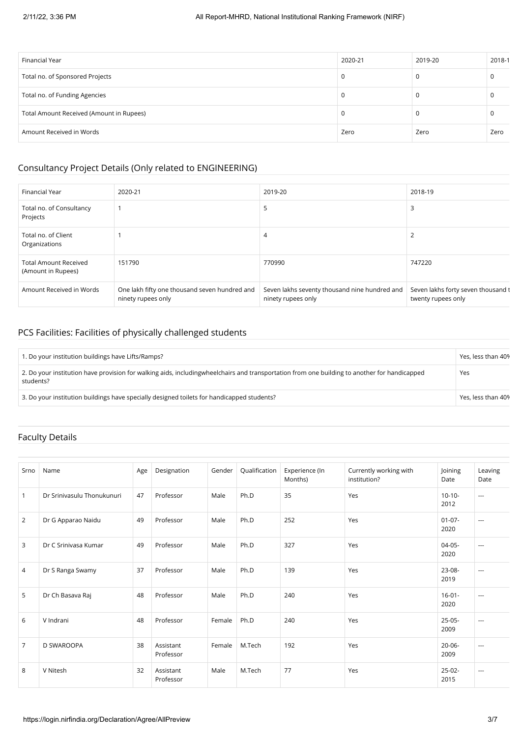| Financial Year | 2020-21 | 2019-20 | 2018-1 |
| --- | --- | --- | --- |
| Total no. of Sponsored Projects | 0 | 0 | 0 |
| Total no. of Funding Agencies | 0 | 0 | 0 |
| Total Amount Received (Amount in Rupees) | 0 | 0 | 0 |
| Amount Received in Words | Zero | Zero | Zero |

## Consultancy Project Details (Only related to ENGINEERING)

| Financial Year | 2020-21 | 2019-20 | 2018-19 |
| --- | --- | --- | --- |
| Total no. of Consultancy Projects | 1 | 5 | 3 |
| Total no. of Client Organizations | 1 | 4 | 2 |
| Total Amount Received (Amount in Rupees) | 151790 | 770990 | 747220 |
| Amount Received in Words | One lakh fifty one thousand seven hundred and ninety rupees only | Seven lakhs seventy thousand nine hundred and ninety rupees only | Seven lakhs forty seven thousand t twenty rupees only |

## PCS Facilities: Facilities of physically challenged students

| | |
| --- | --- |
| 1. Do your institution buildings have Lifts/Ramps? | Yes, less than 40% |
| 2. Do your institution have provision for walking aids, includingwheelchairs and transportation from one building to another for handicapped students? | Yes |
| 3. Do your institution buildings have specially designed toilets for handicapped students? | Yes, less than 40% |

## Faculty Details

| Srno | Name | Age | Designation | Gender | Qualification | Experience (In Months) | Currently working with institution? | Joining Date | Leaving Date |
| --- | --- | --- | --- | --- | --- | --- | --- | --- | --- |
| 1 | Dr Srinivasulu Thonukunuri | 47 | Professor | Male | Ph.D | 35 | Yes | 10-10-2012 | --- |
| 2 | Dr G Apparao Naidu | 49 | Professor | Male | Ph.D | 252 | Yes | 01-07-2020 | --- |
| 3 | Dr C Srinivasa Kumar | 49 | Professor | Male | Ph.D | 327 | Yes | 04-05-2020 | --- |
| 4 | Dr S Ranga Swamy | 37 | Professor | Male | Ph.D | 139 | Yes | 23-08-2019 | --- |
| 5 | Dr Ch Basava Raj | 48 | Professor | Male | Ph.D | 240 | Yes | 16-01-2020 | --- |
| 6 | V Indrani | 48 | Professor | Female | Ph.D | 240 | Yes | 25-05-2009 | --- |
| 7 | D SWAROOPA | 38 | Assistant Professor | Female | M.Tech | 192 | Yes | 20-06-2009 | --- |
| 8 | V Nitesh | 32 | Assistant Professor | Male | M.Tech | 77 | Yes | 25-02-2015 | --- |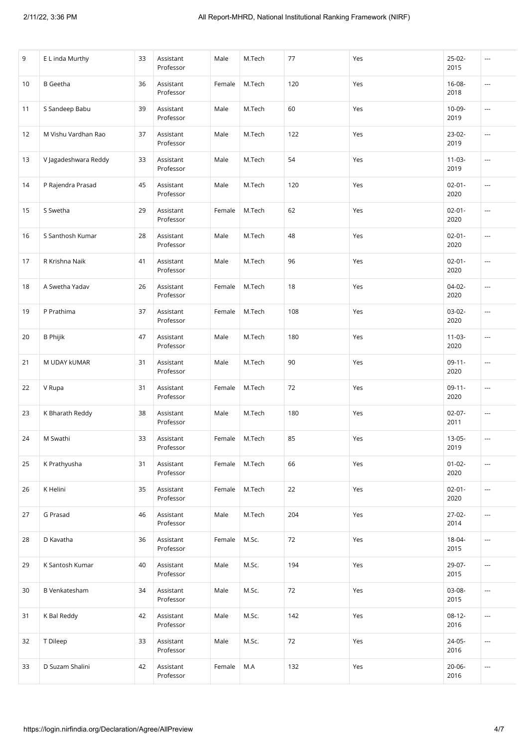| 9 | E L inda Murthy | 33 | Assistant Professor | Male | M.Tech | 77 | Yes | 25-02-2015 | --- |
|---|---|---|---|---|---|---|---|---|---|
| 10 | B Geetha | 36 | Assistant Professor | Female | M.Tech | 120 | Yes | 16-08-2018 | --- |
| 11 | S Sandeep Babu | 39 | Assistant Professor | Male | M.Tech | 60 | Yes | 10-09-2019 | --- |
| 12 | M Vishu Vardhan Rao | 37 | Assistant Professor | Male | M.Tech | 122 | Yes | 23-02-2019 | --- |
| 13 | V Jagadeshwara Reddy | 33 | Assistant Professor | Male | M.Tech | 54 | Yes | 11-03-2019 | --- |
| 14 | P Rajendra Prasad | 45 | Assistant Professor | Male | M.Tech | 120 | Yes | 02-01-2020 | --- |
| 15 | S Swetha | 29 | Assistant Professor | Female | M.Tech | 62 | Yes | 02-01-2020 | --- |
| 16 | S Santhosh Kumar | 28 | Assistant Professor | Male | M.Tech | 48 | Yes | 02-01-2020 | --- |
| 17 | R Krishna Naik | 41 | Assistant Professor | Male | M.Tech | 96 | Yes | 02-01-2020 | --- |
| 18 | A Swetha Yadav | 26 | Assistant Professor | Female | M.Tech | 18 | Yes | 04-02-2020 | --- |
| 19 | P Prathima | 37 | Assistant Professor | Female | M.Tech | 108 | Yes | 03-02-2020 | --- |
| 20 | B Phijik | 47 | Assistant Professor | Male | M.Tech | 180 | Yes | 11-03-2020 | --- |
| 21 | M UDAY kUMAR | 31 | Assistant Professor | Male | M.Tech | 90 | Yes | 09-11-2020 | --- |
| 22 | V Rupa | 31 | Assistant Professor | Female | M.Tech | 72 | Yes | 09-11-2020 | --- |
| 23 | K Bharath Reddy | 38 | Assistant Professor | Male | M.Tech | 180 | Yes | 02-07-2011 | --- |
| 24 | M Swathi | 33 | Assistant Professor | Female | M.Tech | 85 | Yes | 13-05-2019 | --- |
| 25 | K Prathyusha | 31 | Assistant Professor | Female | M.Tech | 66 | Yes | 01-02-2020 | --- |
| 26 | K Helini | 35 | Assistant Professor | Female | M.Tech | 22 | Yes | 02-01-2020 | --- |
| 27 | G Prasad | 46 | Assistant Professor | Male | M.Tech | 204 | Yes | 27-02-2014 | --- |
| 28 | D Kavatha | 36 | Assistant Professor | Female | M.Sc. | 72 | Yes | 18-04-2015 | --- |
| 29 | K Santosh Kumar | 40 | Assistant Professor | Male | M.Sc. | 194 | Yes | 29-07-2015 | --- |
| 30 | B Venkatesham | 34 | Assistant Professor | Male | M.Sc. | 72 | Yes | 03-08-2015 | --- |
| 31 | K Bal Reddy | 42 | Assistant Professor | Male | M.Sc. | 142 | Yes | 08-12-2016 | --- |
| 32 | T Dileep | 33 | Assistant Professor | Male | M.Sc. | 72 | Yes | 24-05-2016 | --- |
| 33 | D Suzam Shalini | 42 | Assistant Professor | Female | M.A | 132 | Yes | 20-06-2016 | --- |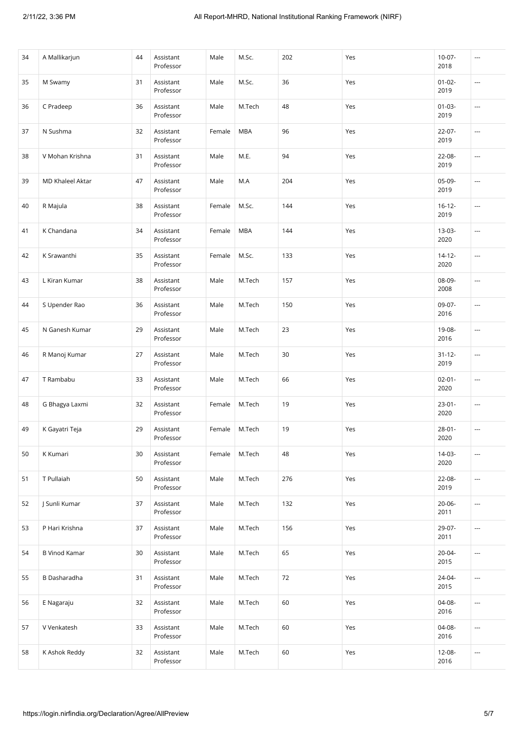| 34 | A Mallikarjun | 44 | Assistant Professor | Male | M.Sc. | 202 | Yes | 10-07-2018 | --- |
|---|---|---|---|---|---|---|---|---|---|
| 35 | M Swamy | 31 | Assistant Professor | Male | M.Sc. | 36 | Yes | 01-02-2019 | --- |
| 36 | C Pradeep | 36 | Assistant Professor | Male | M.Tech | 48 | Yes | 01-03-2019 | --- |
| 37 | N Sushma | 32 | Assistant Professor | Female | MBA | 96 | Yes | 22-07-2019 | --- |
| 38 | V Mohan Krishna | 31 | Assistant Professor | Male | M.E. | 94 | Yes | 22-08-2019 | --- |
| 39 | MD Khaleel Aktar | 47 | Assistant Professor | Male | M.A | 204 | Yes | 05-09-2019 | --- |
| 40 | R Majula | 38 | Assistant Professor | Female | M.Sc. | 144 | Yes | 16-12-2019 | --- |
| 41 | K Chandana | 34 | Assistant Professor | Female | MBA | 144 | Yes | 13-03-2020 | --- |
| 42 | K Srawanthi | 35 | Assistant Professor | Female | M.Sc. | 133 | Yes | 14-12-2020 | --- |
| 43 | L Kiran Kumar | 38 | Assistant Professor | Male | M.Tech | 157 | Yes | 08-09-2008 | --- |
| 44 | S Upender Rao | 36 | Assistant Professor | Male | M.Tech | 150 | Yes | 09-07-2016 | --- |
| 45 | N Ganesh Kumar | 29 | Assistant Professor | Male | M.Tech | 23 | Yes | 19-08-2016 | --- |
| 46 | R Manoj Kumar | 27 | Assistant Professor | Male | M.Tech | 30 | Yes | 31-12-2019 | --- |
| 47 | T Rambabu | 33 | Assistant Professor | Male | M.Tech | 66 | Yes | 02-01-2020 | --- |
| 48 | G Bhagya Laxmi | 32 | Assistant Professor | Female | M.Tech | 19 | Yes | 23-01-2020 | --- |
| 49 | K Gayatri Teja | 29 | Assistant Professor | Female | M.Tech | 19 | Yes | 28-01-2020 | --- |
| 50 | K Kumari | 30 | Assistant Professor | Female | M.Tech | 48 | Yes | 14-03-2020 | --- |
| 51 | T Pullaiah | 50 | Assistant Professor | Male | M.Tech | 276 | Yes | 22-08-2019 | --- |
| 52 | J Sunli Kumar | 37 | Assistant Professor | Male | M.Tech | 132 | Yes | 20-06-2011 | --- |
| 53 | P Hari Krishna | 37 | Assistant Professor | Male | M.Tech | 156 | Yes | 29-07-2011 | --- |
| 54 | B Vinod Kamar | 30 | Assistant Professor | Male | M.Tech | 65 | Yes | 20-04-2015 | --- |
| 55 | B Dasharadha | 31 | Assistant Professor | Male | M.Tech | 72 | Yes | 24-04-2015 | --- |
| 56 | E Nagaraju | 32 | Assistant Professor | Male | M.Tech | 60 | Yes | 04-08-2016 | --- |
| 57 | V Venkatesh | 33 | Assistant Professor | Male | M.Tech | 60 | Yes | 04-08-2016 | --- |
| 58 | K Ashok Reddy | 32 | Assistant Professor | Male | M.Tech | 60 | Yes | 12-08-2016 | --- |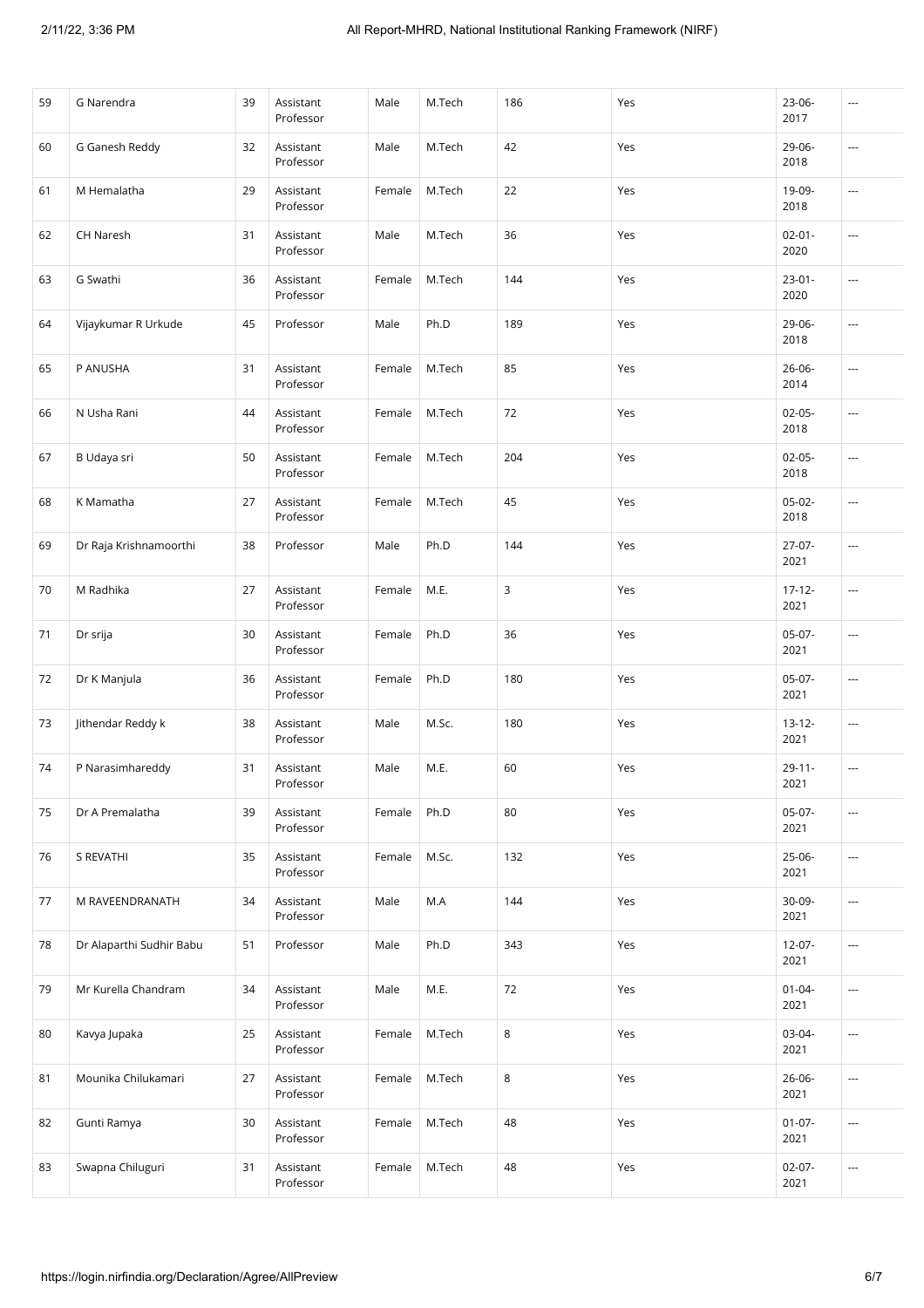| 59 | G Narendra | 39 | Assistant Professor | Male | M.Tech | 186 | Yes | 23-06-2017 | --- |
|---|---|---|---|---|---|---|---|---|---|
| 60 | G Ganesh Reddy | 32 | Assistant Professor | Male | M.Tech | 42 | Yes | 29-06-2018 | --- |
| 61 | M Hemalatha | 29 | Assistant Professor | Female | M.Tech | 22 | Yes | 19-09-2018 | --- |
| 62 | CH Naresh | 31 | Assistant Professor | Male | M.Tech | 36 | Yes | 02-01-2020 | --- |
| 63 | G Swathi | 36 | Assistant Professor | Female | M.Tech | 144 | Yes | 23-01-2020 | --- |
| 64 | Vijaykumar R Urkude | 45 | Professor | Male | Ph.D | 189 | Yes | 29-06-2018 | --- |
| 65 | P ANUSHA | 31 | Assistant Professor | Female | M.Tech | 85 | Yes | 26-06-2014 | --- |
| 66 | N Usha Rani | 44 | Assistant Professor | Female | M.Tech | 72 | Yes | 02-05-2018 | --- |
| 67 | B Udaya sri | 50 | Assistant Professor | Female | M.Tech | 204 | Yes | 02-05-2018 | --- |
| 68 | K Mamatha | 27 | Assistant Professor | Female | M.Tech | 45 | Yes | 05-02-2018 | --- |
| 69 | Dr Raja Krishnamoorthi | 38 | Professor | Male | Ph.D | 144 | Yes | 27-07-2021 | --- |
| 70 | M Radhika | 27 | Assistant Professor | Female | M.E. | 3 | Yes | 17-12-2021 | --- |
| 71 | Dr srija | 30 | Assistant Professor | Female | Ph.D | 36 | Yes | 05-07-2021 | --- |
| 72 | Dr K Manjula | 36 | Assistant Professor | Female | Ph.D | 180 | Yes | 05-07-2021 | --- |
| 73 | Jithendar Reddy k | 38 | Assistant Professor | Male | M.Sc. | 180 | Yes | 13-12-2021 | --- |
| 74 | P Narasimhareddy | 31 | Assistant Professor | Male | M.E. | 60 | Yes | 29-11-2021 | --- |
| 75 | Dr A Premalatha | 39 | Assistant Professor | Female | Ph.D | 80 | Yes | 05-07-2021 | --- |
| 76 | S REVATHI | 35 | Assistant Professor | Female | M.Sc. | 132 | Yes | 25-06-2021 | --- |
| 77 | M RAVEENDRANATH | 34 | Assistant Professor | Male | M.A | 144 | Yes | 30-09-2021 | --- |
| 78 | Dr Alaparthi Sudhir Babu | 51 | Professor | Male | Ph.D | 343 | Yes | 12-07-2021 | --- |
| 79 | Mr Kurella Chandram | 34 | Assistant Professor | Male | M.E. | 72 | Yes | 01-04-2021 | --- |
| 80 | Kavya Jupaka | 25 | Assistant Professor | Female | M.Tech | 8 | Yes | 03-04-2021 | --- |
| 81 | Mounika Chilukamari | 27 | Assistant Professor | Female | M.Tech | 8 | Yes | 26-06-2021 | --- |
| 82 | Gunti Ramya | 30 | Assistant Professor | Female | M.Tech | 48 | Yes | 01-07-2021 | --- |
| 83 | Swapna Chiluguri | 31 | Assistant Professor | Female | M.Tech | 48 | Yes | 02-07-2021 | --- |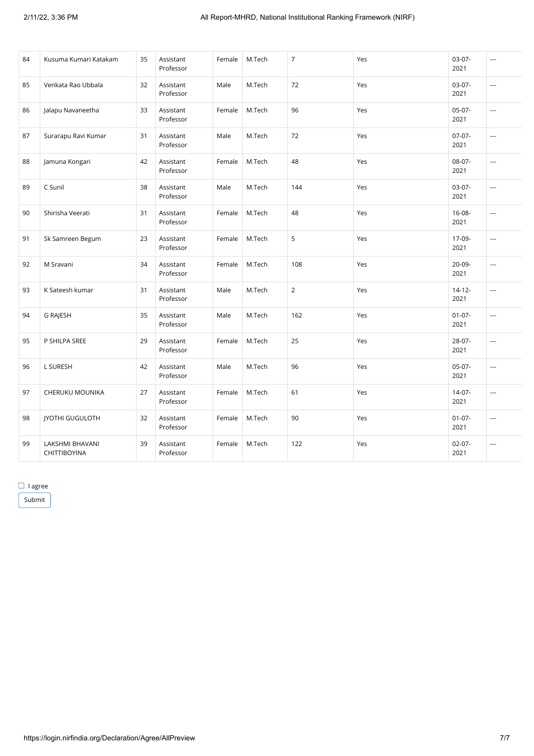| | | | | | | | | | |
|---|---|---|---|---|---|---|---|---|---|
| 84 | Kusuma Kumari Katakam | 35 | Assistant Professor | Female | M.Tech | 7 | Yes | 03-07-2021 | --- |
| 85 | Venkata Rao Ubbala | 32 | Assistant Professor | Male | M.Tech | 72 | Yes | 03-07-2021 | --- |
| 86 | Jalapu Navaneetha | 33 | Assistant Professor | Female | M.Tech | 96 | Yes | 05-07-2021 | --- |
| 87 | Surarapu Ravi Kumar | 31 | Assistant Professor | Male | M.Tech | 72 | Yes | 07-07-2021 | --- |
| 88 | Jamuna Kongari | 42 | Assistant Professor | Female | M.Tech | 48 | Yes | 08-07-2021 | --- |
| 89 | C Sunil | 38 | Assistant Professor | Male | M.Tech | 144 | Yes | 03-07-2021 | --- |
| 90 | Shirisha Veerati | 31 | Assistant Professor | Female | M.Tech | 48 | Yes | 16-08-2021 | --- |
| 91 | Sk Samreen Begum | 23 | Assistant Professor | Female | M.Tech | 5 | Yes | 17-09-2021 | --- |
| 92 | M Sravani | 34 | Assistant Professor | Female | M.Tech | 108 | Yes | 20-09-2021 | --- |
| 93 | K Sateesh kumar | 31 | Assistant Professor | Male | M.Tech | 2 | Yes | 14-12-2021 | --- |
| 94 | G RAJESH | 35 | Assistant Professor | Male | M.Tech | 162 | Yes | 01-07-2021 | --- |
| 95 | P SHILPA SREE | 29 | Assistant Professor | Female | M.Tech | 25 | Yes | 28-07-2021 | --- |
| 96 | L SURESH | 42 | Assistant Professor | Male | M.Tech | 96 | Yes | 05-07-2021 | --- |
| 97 | CHERUKU MOUNIKA | 27 | Assistant Professor | Female | M.Tech | 61 | Yes | 14-07-2021 | --- |
| 98 | JYOTHI GUGULOTH | 32 | Assistant Professor | Female | M.Tech | 90 | Yes | 01-07-2021 | --- |
| 99 | LAKSHMI BHAVANI CHITTIBOYINA | 39 | Assistant Professor | Female | M.Tech | 122 | Yes | 02-07-2021 | --- |

☐ I agree

Submit